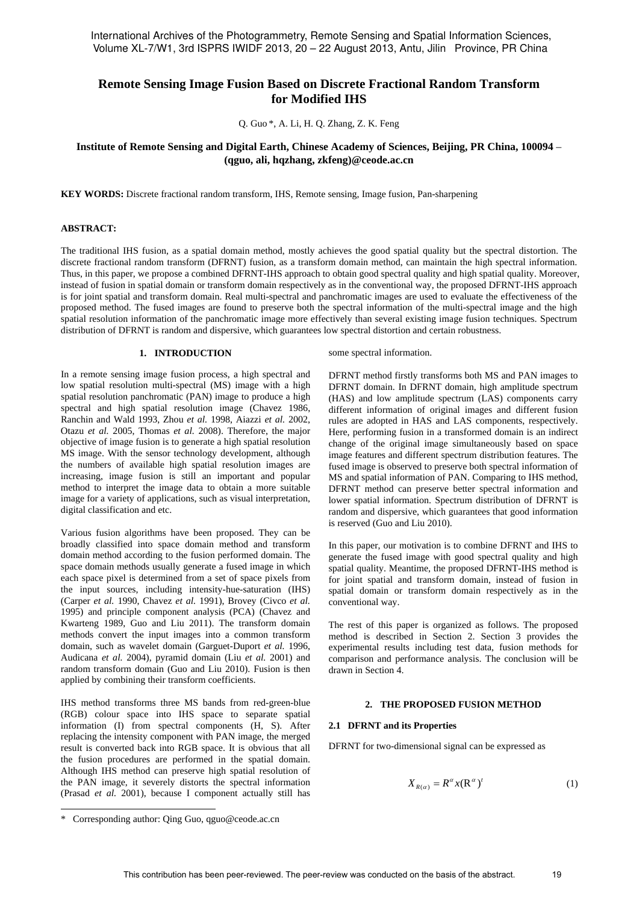# Remote Sensing Image Fusion Based on Discrete Fractional Random Transform for Modified IHS

Q. Guo *, A. Li, H. Q. Zhang, Z. K. Feng

**Institute of Remote Sensing and Digital Earth, Chinese Academy of Sciences, Beijing, PR China, 100094 – (qguo, ali, hqzhang, zkfeng)@ceode.ac.cn**

**KEY WORDS:** Discrete fractional random transform, IHS, Remote sensing, Image fusion, Pan-sharpening

**ABSTRACT:**

The traditional IHS fusion, as a spatial domain method, mostly achieves the good spatial quality but the spectral distortion. The discrete fractional random transform (DFRNT) fusion, as a transform domain method, can maintain the high spectral information. Thus, in this paper, we propose a combined DFRNT-IHS approach to obtain good spectral quality and high spatial quality. Moreover, instead of fusion in spatial domain or transform domain respectively as in the conventional way, the proposed DFRNT-IHS approach is for joint spatial and transform domain. Real multi-spectral and panchromatic images are used to evaluate the effectiveness of the proposed method. The fused images are found to preserve both the spectral information of the multi-spectral image and the high spatial resolution information of the panchromatic image more effectively than several existing image fusion techniques. Spectrum distribution of DFRNT is random and dispersive, which guarantees low spectral distortion and certain robustness.

## 1. INTRODUCTION

In a remote sensing image fusion process, a high spectral and low spatial resolution multi-spectral (MS) image with a high spatial resolution panchromatic (PAN) image to produce a high spectral and high spatial resolution image (Chavez 1986, Ranchin and Wald 1993, Zhou *et al.* 1998, Aiazzi *et al.* 2002, Otazu *et al.* 2005, Thomas *et al.* 2008). Therefore, the major objective of image fusion is to generate a high spatial resolution MS image. With the sensor technology development, although the numbers of available high spatial resolution images are increasing, image fusion is still an important and popular method to interpret the image data to obtain a more suitable image for a variety of applications, such as visual interpretation, digital classification and etc.

Various fusion algorithms have been proposed. They can be broadly classified into space domain method and transform domain method according to the fusion performed domain. The space domain methods usually generate a fused image in which each space pixel is determined from a set of space pixels from the input sources, including intensity-hue-saturation (IHS) (Carper *et al.* 1990, Chavez *et al.* 1991), Brovey (Civco *et al.* 1995) and principle component analysis (PCA) (Chavez and Kwarteng 1989, Guo and Liu 2011). The transform domain methods convert the input images into a common transform domain, such as wavelet domain (Garguet-Duport *et al.* 1996, Audicana *et al.* 2004), pyramid domain (Liu *et al.* 2001) and random transform domain (Guo and Liu 2010). Fusion is then applied by combining their transform coefficients.

IHS method transforms three MS bands from red-green-blue (RGB) colour space into IHS space to separate spatial information (I) from spectral components (H, S). After replacing the intensity component with PAN image, the merged result is converted back into RGB space. It is obvious that all the fusion procedures are performed in the spatial domain. Although IHS method can preserve high spatial resolution of the PAN image, it severely distorts the spectral information (Prasad *et al.* 2001), because I component actually still has some spectral information.

DFRNT method firstly transforms both MS and PAN images to DFRNT domain. In DFRNT domain, high amplitude spectrum (HAS) and low amplitude spectrum (LAS) components carry different information of original images and different fusion rules are adopted in HAS and LAS components, respectively. Here, performing fusion in a transformed domain is an indirect change of the original image simultaneously based on space image features and different spectrum distribution features. The fused image is observed to preserve both spectral information of MS and spatial information of PAN. Comparing to IHS method, DFRNT method can preserve better spectral information and lower spatial information. Spectrum distribution of DFRNT is random and dispersive, which guarantees that good information is reserved (Guo and Liu 2010).

In this paper, our motivation is to combine DFRNT and IHS to generate the fused image with good spectral quality and high spatial quality. Meantime, the proposed DFRNT-IHS method is for joint spatial and transform domain, instead of fusion in spatial domain or transform domain respectively as in the conventional way.

The rest of this paper is organized as follows. The proposed method is described in Section 2. Section 3 provides the experimental results including test data, fusion methods for comparison and performance analysis. The conclusion will be drawn in Section 4.

## 2. THE PROPOSED FUSION METHOD

### 2.1 DFRNT and its Properties

DFRNT for two-dimensional signal can be expressed as

$$X_{R(\alpha)} = R^{\alpha} x (R^{\alpha})^{t} \tag{1}$$

* Corresponding author: Qing Guo, qguo@ceode.ac.cn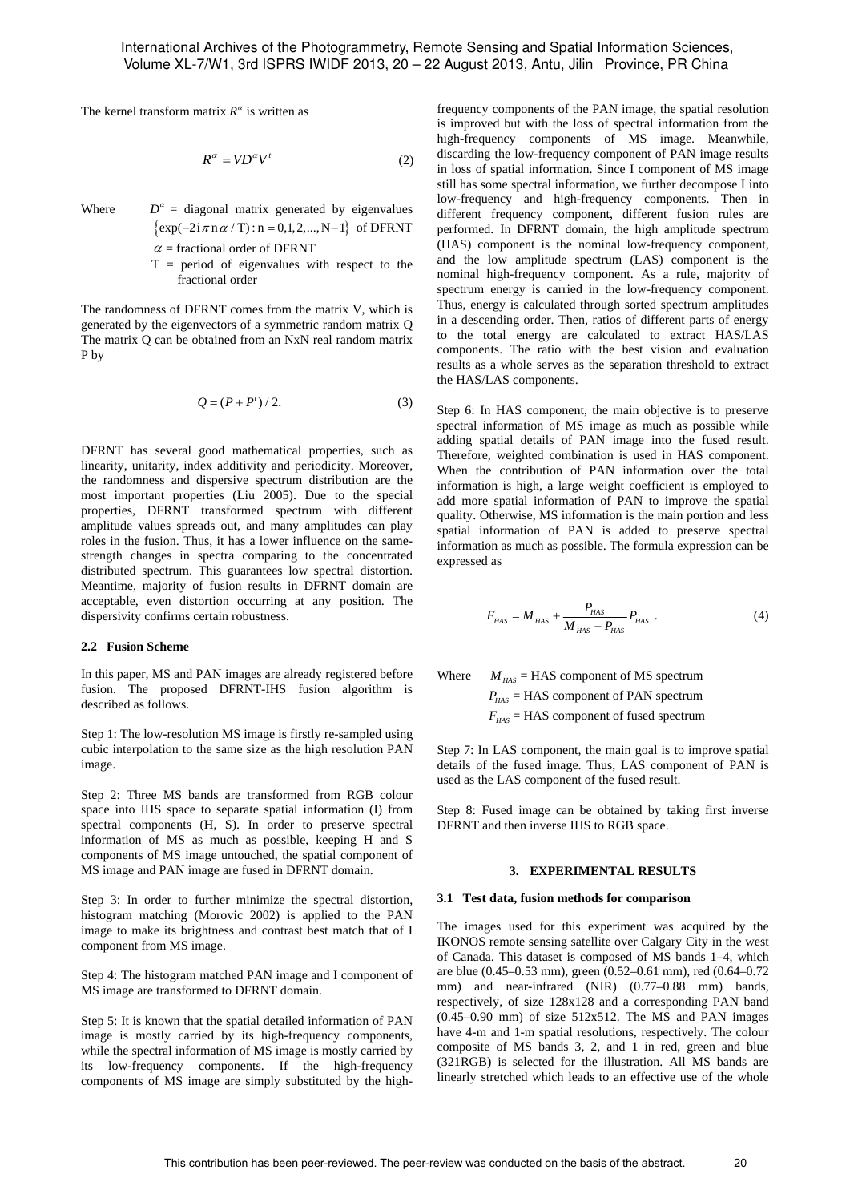The kernel transform matrix $R^\alpha$ is written as

$$R^\alpha = VD^\alpha V^t \tag{2}$$

Where $D^\alpha$ = diagonal matrix generated by eigenvalues $\{\exp(-2i\pi n\alpha / T) : n = 0,1,2,...,N-1\}$ of DFRNT
$\alpha$ = fractional order of DFRNT
T = period of eigenvalues with respect to the fractional order

The randomness of DFRNT comes from the matrix V, which is generated by the eigenvectors of a symmetric random matrix Q The matrix Q can be obtained from an NxN real random matrix P by

$$Q = (P + P^t) / 2. \tag{3}$$

DFRNT has several good mathematical properties, such as linearity, unitarity, index additivity and periodicity. Moreover, the randomness and dispersive spectrum distribution are the most important properties (Liu 2005). Due to the special properties, DFRNT transformed spectrum with different amplitude values spreads out, and many amplitudes can play roles in the fusion. Thus, it has a lower influence on the same-strength changes in spectra comparing to the concentrated distributed spectrum. This guarantees low spectral distortion. Meantime, majority of fusion results in DFRNT domain are acceptable, even distortion occurring at any position. The dispersivity confirms certain robustness.

### 2.2 Fusion Scheme

In this paper, MS and PAN images are already registered before fusion. The proposed DFRNT-IHS fusion algorithm is described as follows.

Step 1: The low-resolution MS image is firstly re-sampled using cubic interpolation to the same size as the high resolution PAN image.

Step 2: Three MS bands are transformed from RGB colour space into IHS space to separate spatial information (I) from spectral components (H, S). In order to preserve spectral information of MS as much as possible, keeping H and S components of MS image untouched, the spatial component of MS image and PAN image are fused in DFRNT domain.

Step 3: In order to further minimize the spectral distortion, histogram matching (Morovic 2002) is applied to the PAN image to make its brightness and contrast best match that of I component from MS image.

Step 4: The histogram matched PAN image and I component of MS image are transformed to DFRNT domain.

Step 5: It is known that the spatial detailed information of PAN image is mostly carried by its high-frequency components, while the spectral information of MS image is mostly carried by its low-frequency components. If the high-frequency components of MS image are simply substituted by the high-frequency components of the PAN image, the spatial resolution is improved but with the loss of spectral information from the high-frequency components of MS image. Meanwhile, discarding the low-frequency component of PAN image results in loss of spatial information. Since I component of MS image still has some spectral information, we further decompose I into low-frequency and high-frequency components. Then in different frequency component, different fusion rules are performed. In DFRNT domain, the high amplitude spectrum (HAS) component is the nominal low-frequency component, and the low amplitude spectrum (LAS) component is the nominal high-frequency component. As a rule, majority of spectrum energy is carried in the low-frequency component. Thus, energy is calculated through sorted spectrum amplitudes in a descending order. Then, ratios of different parts of energy to the total energy are calculated to extract HAS/LAS components. The ratio with the best vision and evaluation results as a whole serves as the separation threshold to extract the HAS/LAS components.

Step 6: In HAS component, the main objective is to preserve spectral information of MS image as much as possible while adding spatial details of PAN image into the fused result. Therefore, weighted combination is used in HAS component. When the contribution of PAN information over the total information is high, a large weight coefficient is employed to add more spatial information of PAN to improve the spatial quality. Otherwise, MS information is the main portion and less spatial information of PAN is added to preserve spectral information as much as possible. The formula expression can be expressed as

$$F_{HAS} = M_{HAS} + \frac{P_{HAS}}{M_{HAS} + P_{HAS}} P_{HAS} \ . \tag{4}$$

Where $M_{HAS}$ = HAS component of MS spectrum
$P_{HAS}$ = HAS component of PAN spectrum
$F_{HAS}$ = HAS component of fused spectrum

Step 7: In LAS component, the main goal is to improve spatial details of the fused image. Thus, LAS component of PAN is used as the LAS component of the fused result.

Step 8: Fused image can be obtained by taking first inverse DFRNT and then inverse IHS to RGB space.

## 3. EXPERIMENTAL RESULTS

### 3.1 Test data, fusion methods for comparison

The images used for this experiment was acquired by the IKONOS remote sensing satellite over Calgary City in the west of Canada. This dataset is composed of MS bands 1–4, which are blue (0.45–0.53 mm), green (0.52–0.61 mm), red (0.64–0.72 mm) and near-infrared (NIR) (0.77–0.88 mm) bands, respectively, of size 128x128 and a corresponding PAN band (0.45–0.90 mm) of size 512x512. The MS and PAN images have 4-m and 1-m spatial resolutions, respectively. The colour composite of MS bands 3, 2, and 1 in red, green and blue (321RGB) is selected for the illustration. All MS bands are linearly stretched which leads to an effective use of the whole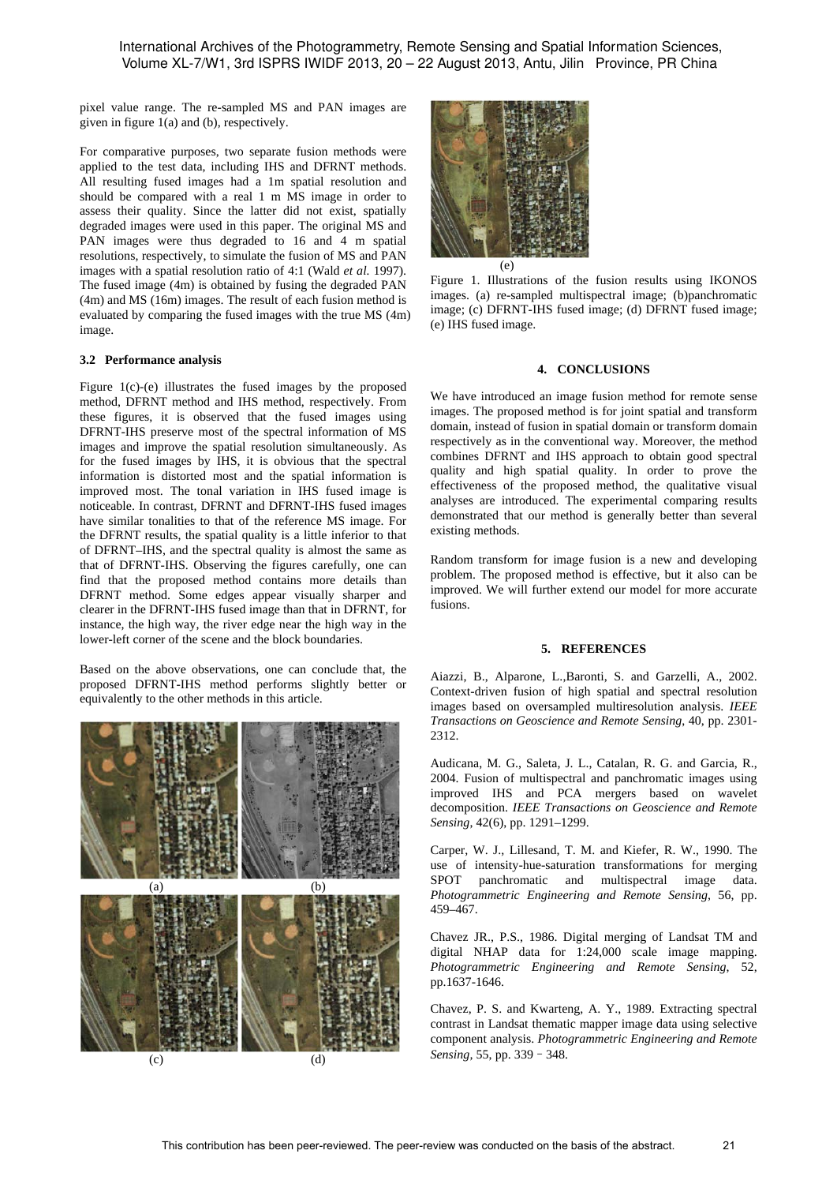pixel value range. The re-sampled MS and PAN images are given in figure 1(a) and (b), respectively.

For comparative purposes, two separate fusion methods were applied to the test data, including IHS and DFRNT methods. All resulting fused images had a 1m spatial resolution and should be compared with a real 1 m MS image in order to assess their quality. Since the latter did not exist, spatially degraded images were used in this paper. The original MS and PAN images were thus degraded to 16 and 4 m spatial resolutions, respectively, to simulate the fusion of MS and PAN images with a spatial resolution ratio of 4:1 (Wald *et al.* 1997). The fused image (4m) is obtained by fusing the degraded PAN (4m) and MS (16m) images. The result of each fusion method is evaluated by comparing the fused images with the true MS (4m) image.

### 3.2 Performance analysis

Figure 1(c)-(e) illustrates the fused images by the proposed method, DFRNT method and IHS method, respectively. From these figures, it is observed that the fused images using DFRNT-IHS preserve most of the spectral information of MS images and improve the spatial resolution simultaneously. As for the fused images by IHS, it is obvious that the spectral information is distorted most and the spatial information is improved most. The tonal variation in IHS fused image is noticeable. In contrast, DFRNT and DFRNT-IHS fused images have similar tonalities to that of the reference MS image. For the DFRNT results, the spatial quality is a little inferior to that of DFRNT–IHS, and the spectral quality is almost the same as that of DFRNT-IHS. Observing the figures carefully, one can find that the proposed method contains more details than DFRNT method. Some edges appear visually sharper and clearer in the DFRNT-IHS fused image than that in DFRNT, for instance, the high way, the river edge near the high way in the lower-left corner of the scene and the block boundaries.

Based on the above observations, one can conclude that, the proposed DFRNT-IHS method performs slightly better or equivalently to the other methods in this article.

(a) (b)

(c) (d)

(e)

Figure 1. Illustrations of the fusion results using IKONOS images. (a) re-sampled multispectral image; (b)panchromatic image; (c) DFRNT-IHS fused image; (d) DFRNT fused image; (e) IHS fused image.

## 4. CONCLUSIONS

We have introduced an image fusion method for remote sense images. The proposed method is for joint spatial and transform domain, instead of fusion in spatial domain or transform domain respectively as in the conventional way. Moreover, the method combines DFRNT and IHS approach to obtain good spectral quality and high spatial quality. In order to prove the effectiveness of the proposed method, the qualitative visual analyses are introduced. The experimental comparing results demonstrated that our method is generally better than several existing methods.

Random transform for image fusion is a new and developing problem. The proposed method is effective, but it also can be improved. We will further extend our model for more accurate fusions.

## 5. REFERENCES

Aiazzi, B., Alparone, L.,Baronti, S. and Garzelli, A., 2002. Context-driven fusion of high spatial and spectral resolution images based on oversampled multiresolution analysis. *IEEE Transactions on Geoscience and Remote Sensing*, 40, pp. 2301-2312.

Audicana, M. G., Saleta, J. L., Catalan, R. G. and Garcia, R., 2004. Fusion of multispectral and panchromatic images using improved IHS and PCA mergers based on wavelet decomposition. *IEEE Transactions on Geoscience and Remote Sensing*, 42(6), pp. 1291–1299.

Carper, W. J., Lillesand, T. M. and Kiefer, R. W., 1990. The use of intensity-hue-saturation transformations for merging SPOT panchromatic and multispectral image data. *Photogrammetric Engineering and Remote Sensing*, 56, pp. 459–467.

Chavez JR., P.S., 1986. Digital merging of Landsat TM and digital NHAP data for 1:24,000 scale image mapping. *Photogrammetric Engineering and Remote Sensing*, 52, pp.1637-1646.

Chavez, P. S. and Kwarteng, A. Y., 1989. Extracting spectral contrast in Landsat thematic mapper image data using selective component analysis. *Photogrammetric Engineering and Remote Sensing*, 55, pp. 339－348.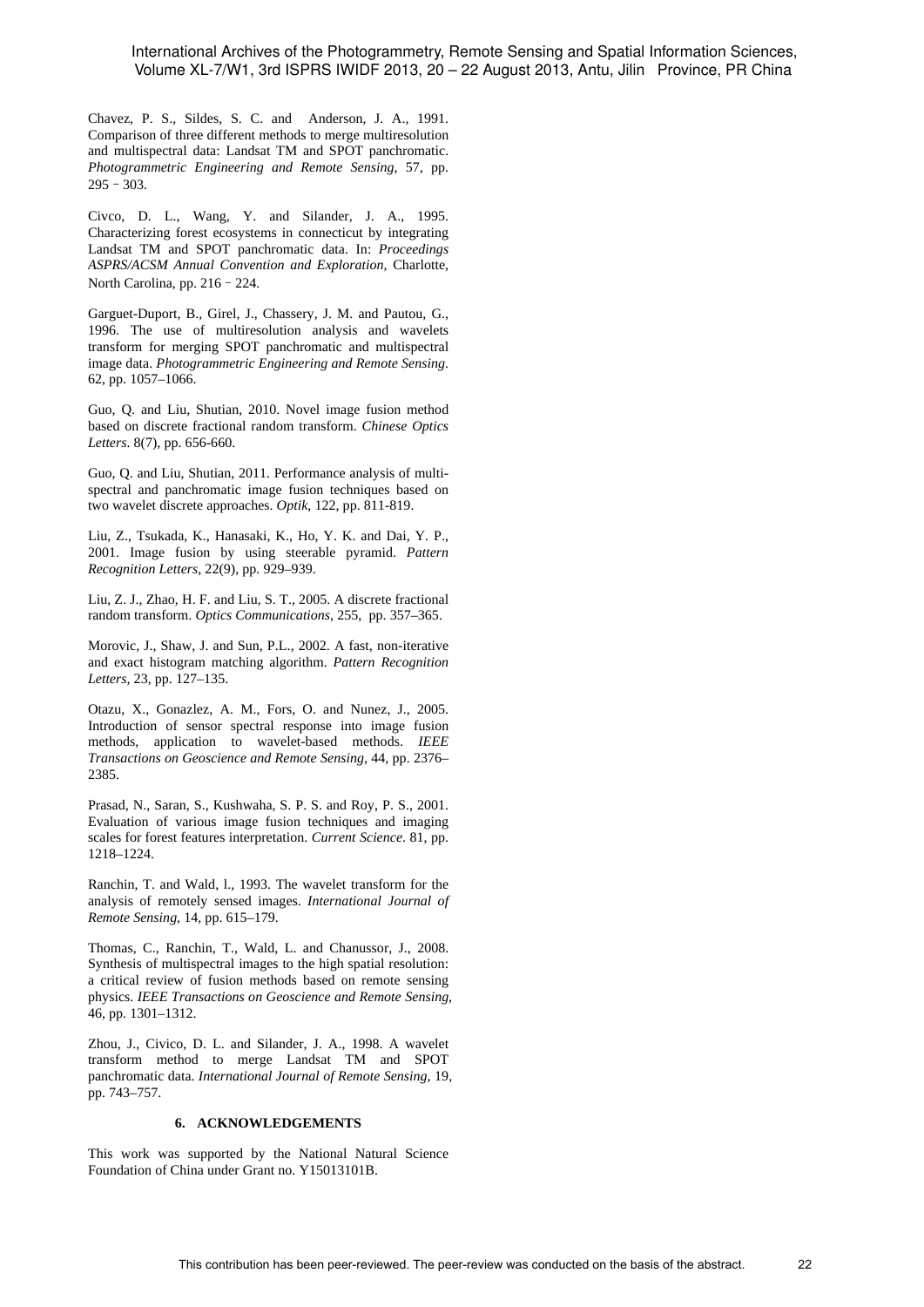Chavez, P. S., Sildes, S. C. and Anderson, J. A., 1991. Comparison of three different methods to merge multiresolution and multispectral data: Landsat TM and SPOT panchromatic. *Photogrammetric Engineering and Remote Sensing*, 57, pp. 295–303.

Civco, D. L., Wang, Y. and Silander, J. A., 1995. Characterizing forest ecosystems in connecticut by integrating Landsat TM and SPOT panchromatic data. In: *Proceedings ASPRS/ACSM Annual Convention and Exploration*, Charlotte, North Carolina, pp. 216–224.

Garguet-Duport, B., Girel, J., Chassery, J. M. and Pautou, G., 1996. The use of multiresolution analysis and wavelets transform for merging SPOT panchromatic and multispectral image data. *Photogrammetric Engineering and Remote Sensing*. 62, pp. 1057–1066.

Guo, Q. and Liu, Shutian, 2010. Novel image fusion method based on discrete fractional random transform. *Chinese Optics Letters*. 8(7), pp. 656-660.

Guo, Q. and Liu, Shutian, 2011. Performance analysis of multi-spectral and panchromatic image fusion techniques based on two wavelet discrete approaches. *Optik*, 122, pp. 811-819.

Liu, Z., Tsukada, K., Hanasaki, K., Ho, Y. K. and Dai, Y. P., 2001. Image fusion by using steerable pyramid. *Pattern Recognition Letters*, 22(9), pp. 929–939.

Liu, Z. J., Zhao, H. F. and Liu, S. T., 2005. A discrete fractional random transform. *Optics Communications*, 255, pp. 357–365.

Morovic, J., Shaw, J. and Sun, P.L., 2002. A fast, non-iterative and exact histogram matching algorithm. *Pattern Recognition Letters*, 23, pp. 127–135.

Otazu, X., Gonazlez, A. M., Fors, O. and Nunez, J., 2005. Introduction of sensor spectral response into image fusion methods, application to wavelet-based methods. *IEEE Transactions on Geoscience and Remote Sensing*, 44, pp. 2376–2385.

Prasad, N., Saran, S., Kushwaha, S. P. S. and Roy, P. S., 2001. Evaluation of various image fusion techniques and imaging scales for forest features interpretation. *Current Science*. 81, pp. 1218–1224.

Ranchin, T. and Wald, l., 1993. The wavelet transform for the analysis of remotely sensed images. *International Journal of Remote Sensing*, 14, pp. 615–179.

Thomas, C., Ranchin, T., Wald, L. and Chanussor, J., 2008. Synthesis of multispectral images to the high spatial resolution: a critical review of fusion methods based on remote sensing physics. *IEEE Transactions on Geoscience and Remote Sensing*, 46, pp. 1301–1312.

Zhou, J., Civico, D. L. and Silander, J. A., 1998. A wavelet transform method to merge Landsat TM and SPOT panchromatic data. *International Journal of Remote Sensing*, 19, pp. 743–757.

## 6. ACKNOWLEDGEMENTS

This work was supported by the National Natural Science Foundation of China under Grant no. Y15013101B.

This contribution has been peer-reviewed. The peer-review was conducted on the basis of the abstract.